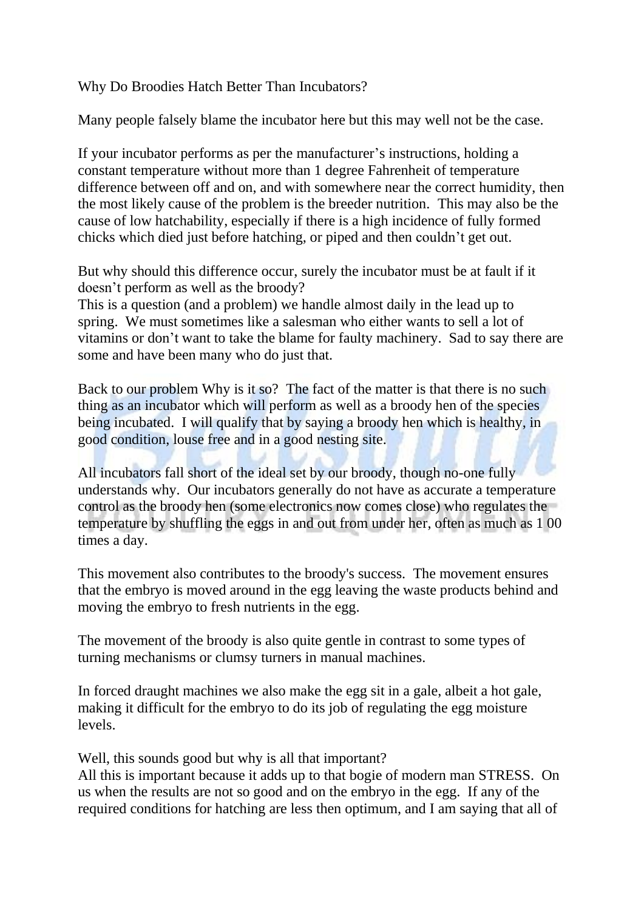Why Do Broodies Hatch Better Than Incubators?

Many people falsely blame the incubator here but this may well not be the case.

If your incubator performs as per the manufacturer's instructions, holding a constant temperature without more than 1 degree Fahrenheit of temperature difference between off and on, and with somewhere near the correct humidity, then the most likely cause of the problem is the breeder nutrition. This may also be the cause of low hatchability, especially if there is a high incidence of fully formed chicks which died just before hatching, or piped and then couldn't get out.

But why should this difference occur, surely the incubator must be at fault if it doesn't perform as well as the broody?
This is a question (and a problem) we handle almost daily in the lead up to spring. We must sometimes like a salesman who either wants to sell a lot of vitamins or don't want to take the blame for faulty machinery. Sad to say there are some and have been many who do just that.

Back to our problem Why is it so? The fact of the matter is that there is no such thing as an incubator which will perform as well as a broody hen of the species being incubated. I will qualify that by saying a broody hen which is healthy, in good condition, louse free and in a good nesting site.

All incubators fall short of the ideal set by our broody, though no-one fully understands why. Our incubators generally do not have as accurate a temperature control as the broody hen (some electronics now comes close) who regulates the temperature by shuffling the eggs in and out from under her, often as much as 1 00 times a day.

This movement also contributes to the broody's success. The movement ensures that the embryo is moved around in the egg leaving the waste products behind and moving the embryo to fresh nutrients in the egg.

The movement of the broody is also quite gentle in contrast to some types of turning mechanisms or clumsy turners in manual machines.

In forced draught machines we also make the egg sit in a gale, albeit a hot gale, making it difficult for the embryo to do its job of regulating the egg moisture levels.

Well, this sounds good but why is all that important?
All this is important because it adds up to that bogie of modern man STRESS. On us when the results are not so good and on the embryo in the egg. If any of the required conditions for hatching are less then optimum, and I am saying that all of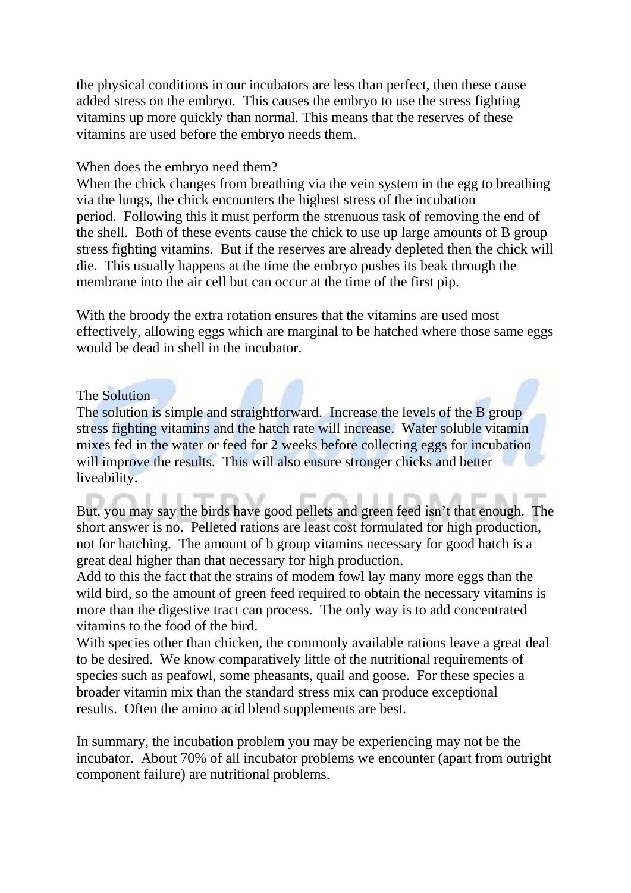the physical conditions in our incubators are less than perfect, then these cause added stress on the embryo. This causes the embryo to use the stress fighting vitamins up more quickly than normal. This means that the reserves of these vitamins are used before the embryo needs them.

When does the embryo need them?

When the chick changes from breathing via the vein system in the egg to breathing via the lungs, the chick encounters the highest stress of the incubation period. Following this it must perform the strenuous task of removing the end of the shell. Both of these events cause the chick to use up large amounts of B group stress fighting vitamins. But if the reserves are already depleted then the chick will die. This usually happens at the time the embryo pushes its beak through the membrane into the air cell but can occur at the time of the first pip.

With the broody the extra rotation ensures that the vitamins are used most effectively, allowing eggs which are marginal to be hatched where those same eggs would be dead in shell in the incubator.

The Solution

The solution is simple and straightforward. Increase the levels of the B group stress fighting vitamins and the hatch rate will increase. Water soluble vitamin mixes fed in the water or feed for 2 weeks before collecting eggs for incubation will improve the results. This will also ensure stronger chicks and better liveability.

But, you may say the birds have good pellets and green feed isn't that enough. The short answer is no. Pelleted rations are least cost formulated for high production, not for hatching. The amount of b group vitamins necessary for good hatch is a great deal higher than that necessary for high production.

Add to this the fact that the strains of modem fowl lay many more eggs than the wild bird, so the amount of green feed required to obtain the necessary vitamins is more than the digestive tract can process. The only way is to add concentrated vitamins to the food of the bird.

With species other than chicken, the commonly available rations leave a great deal to be desired. We know comparatively little of the nutritional requirements of species such as peafowl, some pheasants, quail and goose. For these species a broader vitamin mix than the standard stress mix can produce exceptional results. Often the amino acid blend supplements are best.

In summary, the incubation problem you may be experiencing may not be the incubator. About 70% of all incubator problems we encounter (apart from outright component failure) are nutritional problems.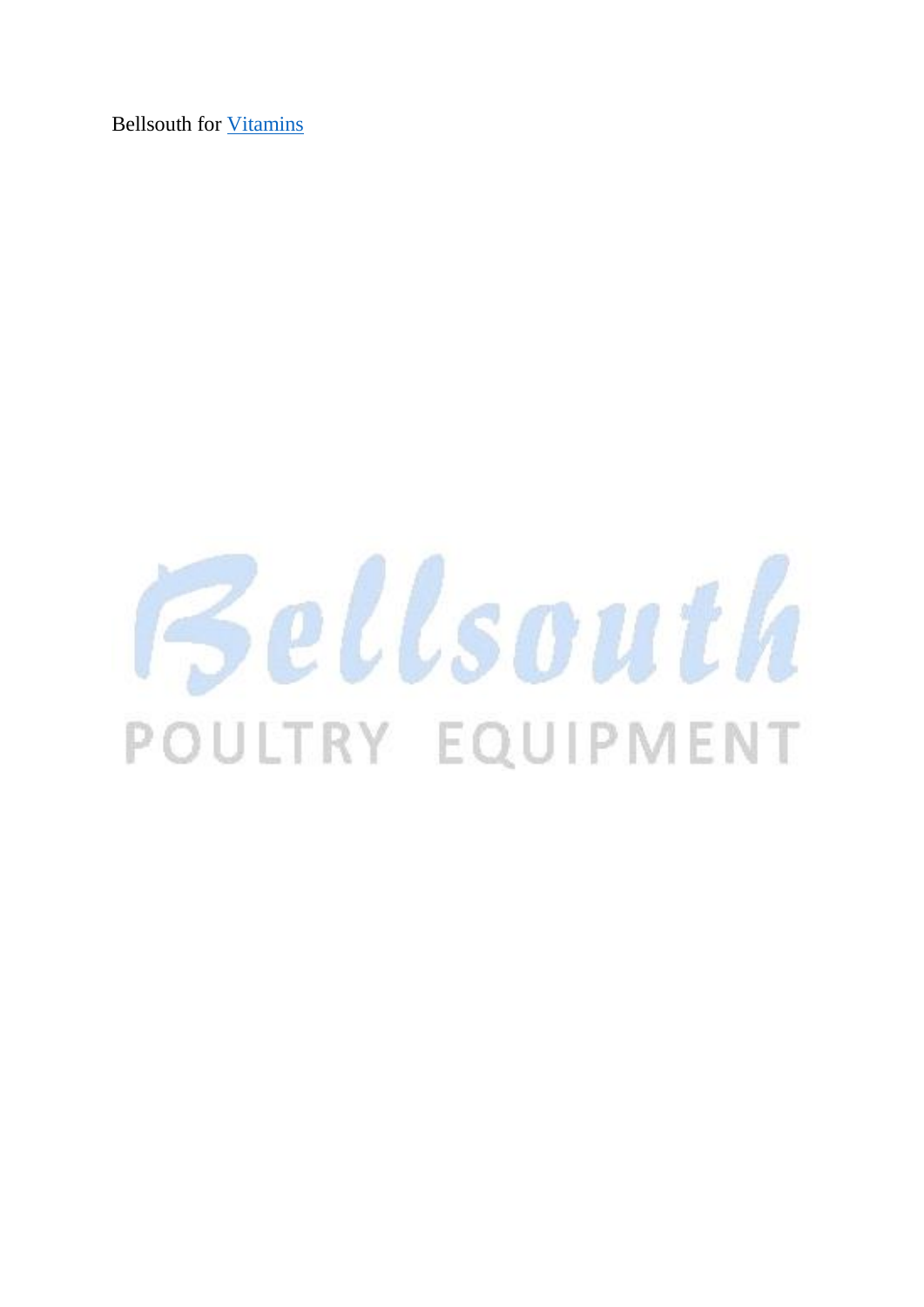Bellsouth for [Vitamins]

Bellsouth

POULTRY EQUIPMENT